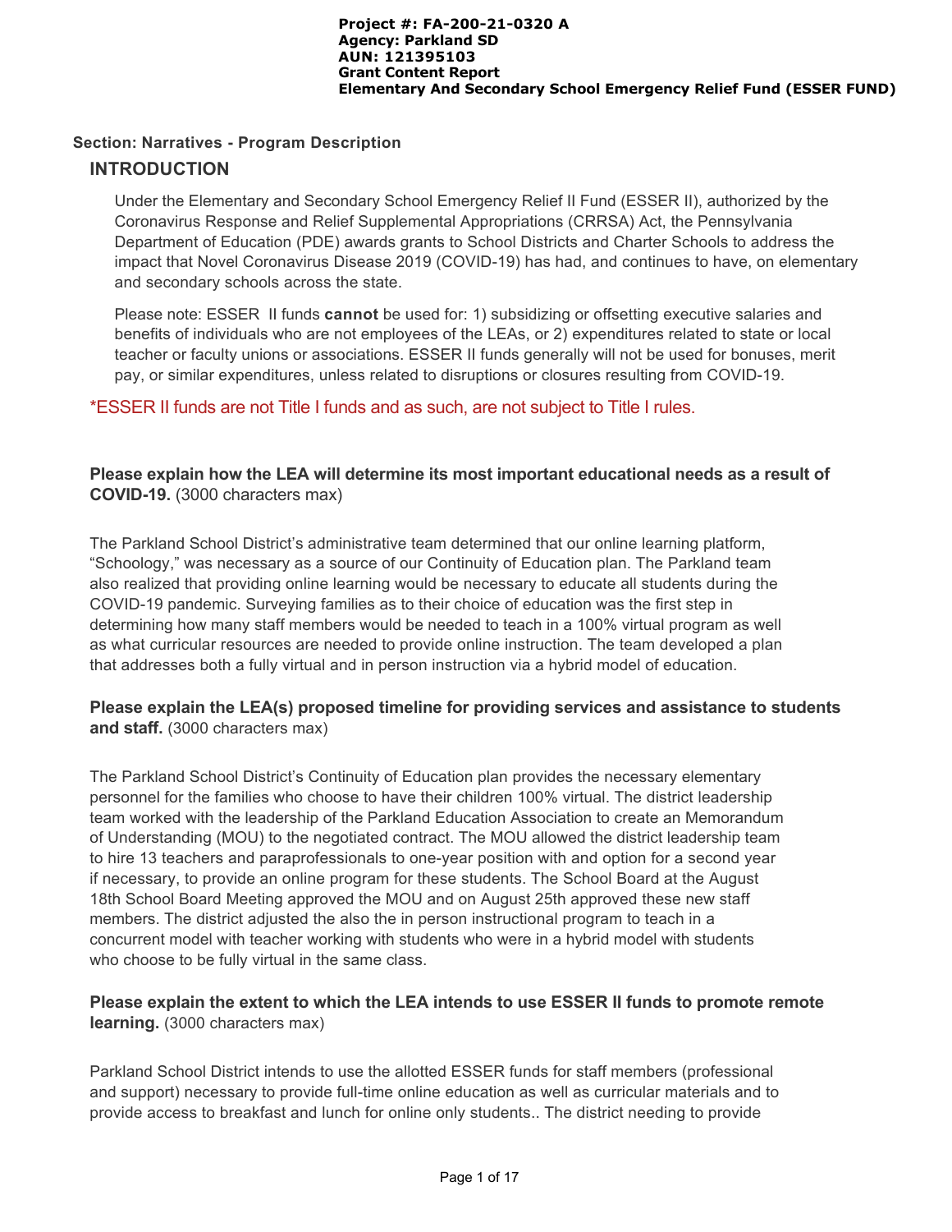**Project #: FA-200-21-0320 A**
**Agency: Parkland SD**
**AUN: 121395103**
**Grant Content Report**
**Elementary And Secondary School Emergency Relief Fund (ESSER FUND)**

### Section: Narratives - Program Description

## INTRODUCTION

Under the Elementary and Secondary School Emergency Relief II Fund (ESSER II), authorized by the Coronavirus Response and Relief Supplemental Appropriations (CRRSA) Act, the Pennsylvania Department of Education (PDE) awards grants to School Districts and Charter Schools to address the impact that Novel Coronavirus Disease 2019 (COVID-19) has had, and continues to have, on elementary and secondary schools across the state.

Please note: ESSER II funds **cannot** be used for: 1) subsidizing or offsetting executive salaries and benefits of individuals who are not employees of the LEAs, or 2) expenditures related to state or local teacher or faculty unions or associations. ESSER II funds generally will not be used for bonuses, merit pay, or similar expenditures, unless related to disruptions or closures resulting from COVID-19.

*ESSER II funds are not Title I funds and as such, are not subject to Title I rules.

**Please explain how the LEA will determine its most important educational needs as a result of COVID-19.** (3000 characters max)

The Parkland School District's administrative team determined that our online learning platform, "Schoology," was necessary as a source of our Continuity of Education plan. The Parkland team also realized that providing online learning would be necessary to educate all students during the COVID-19 pandemic. Surveying families as to their choice of education was the first step in determining how many staff members would be needed to teach in a 100% virtual program as well as what curricular resources are needed to provide online instruction. The team developed a plan that addresses both a fully virtual and in person instruction via a hybrid model of education.

**Please explain the LEA(s) proposed timeline for providing services and assistance to students and staff.** (3000 characters max)

The Parkland School District's Continuity of Education plan provides the necessary elementary personnel for the families who choose to have their children 100% virtual. The district leadership team worked with the leadership of the Parkland Education Association to create an Memorandum of Understanding (MOU) to the negotiated contract. The MOU allowed the district leadership team to hire 13 teachers and paraprofessionals to one-year position with and option for a second year if necessary, to provide an online program for these students. The School Board at the August 18th School Board Meeting approved the MOU and on August 25th approved these new staff members. The district adjusted the also the in person instructional program to teach in a concurrent model with teacher working with students who were in a hybrid model with students who choose to be fully virtual in the same class.

**Please explain the extent to which the LEA intends to use ESSER II funds to promote remote learning.** (3000 characters max)

Parkland School District intends to use the allotted ESSER funds for staff members (professional and support) necessary to provide full-time online education as well as curricular materials and to provide access to breakfast and lunch for online only students.. The district needing to provide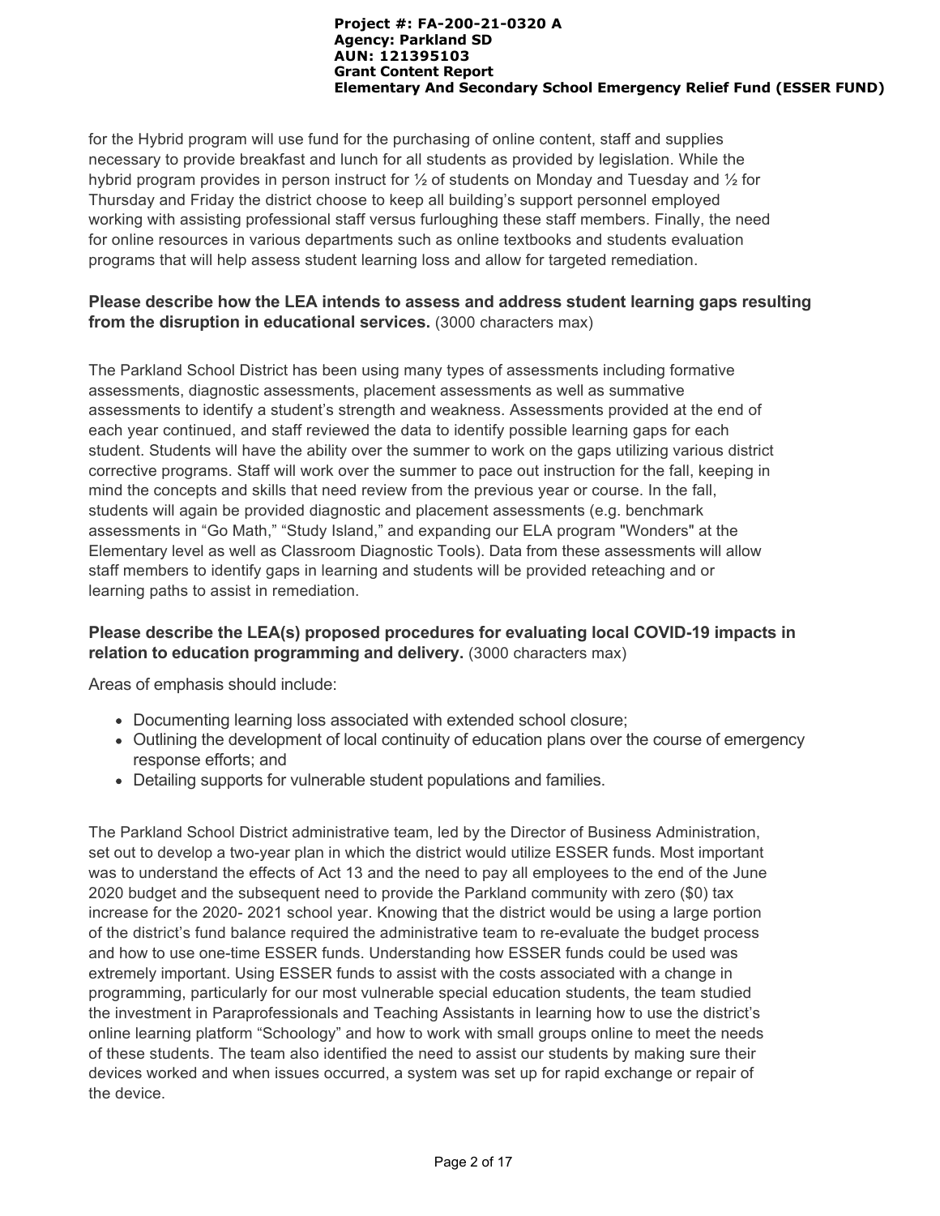for the Hybrid program will use fund for the purchasing of online content, staff and supplies necessary to provide breakfast and lunch for all students as provided by legislation. While the hybrid program provides in person instruct for ½ of students on Monday and Tuesday and ½ for Thursday and Friday the district choose to keep all building's support personnel employed working with assisting professional staff versus furloughing these staff members. Finally, the need for online resources in various departments such as online textbooks and students evaluation programs that will help assess student learning loss and allow for targeted remediation.

**Please describe how the LEA intends to assess and address student learning gaps resulting from the disruption in educational services.** (3000 characters max)

The Parkland School District has been using many types of assessments including formative assessments, diagnostic assessments, placement assessments as well as summative assessments to identify a student's strength and weakness. Assessments provided at the end of each year continued, and staff reviewed the data to identify possible learning gaps for each student. Students will have the ability over the summer to work on the gaps utilizing various district corrective programs. Staff will work over the summer to pace out instruction for the fall, keeping in mind the concepts and skills that need review from the previous year or course. In the fall, students will again be provided diagnostic and placement assessments (e.g. benchmark assessments in "Go Math," "Study Island," and expanding our ELA program "Wonders" at the Elementary level as well as Classroom Diagnostic Tools). Data from these assessments will allow staff members to identify gaps in learning and students will be provided reteaching and or learning paths to assist in remediation.

**Please describe the LEA(s) proposed procedures for evaluating local COVID-19 impacts in relation to education programming and delivery.** (3000 characters max)

Areas of emphasis should include:

- Documenting learning loss associated with extended school closure;
- Outlining the development of local continuity of education plans over the course of emergency response efforts; and
- Detailing supports for vulnerable student populations and families.

The Parkland School District administrative team, led by the Director of Business Administration, set out to develop a two-year plan in which the district would utilize ESSER funds. Most important was to understand the effects of Act 13 and the need to pay all employees to the end of the June 2020 budget and the subsequent need to provide the Parkland community with zero ($0) tax increase for the 2020- 2021 school year. Knowing that the district would be using a large portion of the district's fund balance required the administrative team to re-evaluate the budget process and how to use one-time ESSER funds. Understanding how ESSER funds could be used was extremely important. Using ESSER funds to assist with the costs associated with a change in programming, particularly for our most vulnerable special education students, the team studied the investment in Paraprofessionals and Teaching Assistants in learning how to use the district's online learning platform "Schoology" and how to work with small groups online to meet the needs of these students. The team also identified the need to assist our students by making sure their devices worked and when issues occurred, a system was set up for rapid exchange or repair of the device.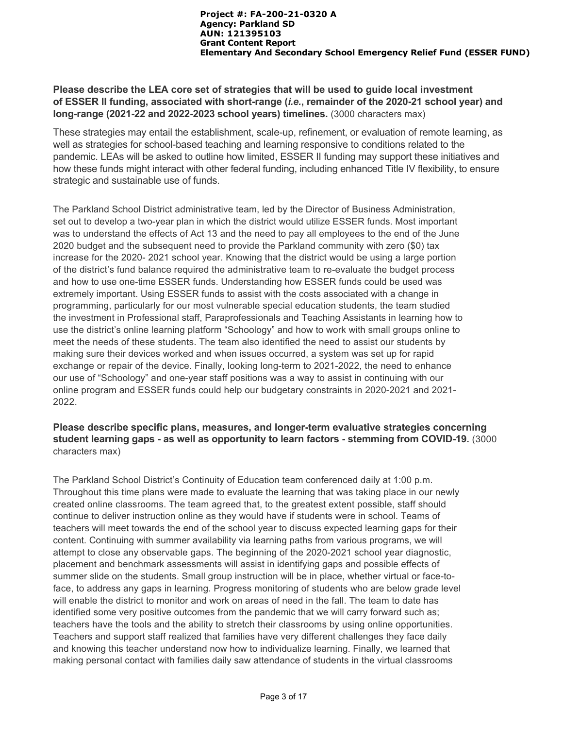**Please describe the LEA core set of strategies that will be used to guide local investment of ESSER II funding, associated with short-range (*i.e.*, remainder of the 2020-21 school year) and long-range (2021-22 and 2022-2023 school years) timelines.** (3000 characters max)

These strategies may entail the establishment, scale-up, refinement, or evaluation of remote learning, as well as strategies for school-based teaching and learning responsive to conditions related to the pandemic. LEAs will be asked to outline how limited, ESSER II funding may support these initiatives and how these funds might interact with other federal funding, including enhanced Title IV flexibility, to ensure strategic and sustainable use of funds.

The Parkland School District administrative team, led by the Director of Business Administration, set out to develop a two-year plan in which the district would utilize ESSER funds. Most important was to understand the effects of Act 13 and the need to pay all employees to the end of the June 2020 budget and the subsequent need to provide the Parkland community with zero ($0) tax increase for the 2020- 2021 school year. Knowing that the district would be using a large portion of the district's fund balance required the administrative team to re-evaluate the budget process and how to use one-time ESSER funds. Understanding how ESSER funds could be used was extremely important. Using ESSER funds to assist with the costs associated with a change in programming, particularly for our most vulnerable special education students, the team studied the investment in Professional staff, Paraprofessionals and Teaching Assistants in learning how to use the district's online learning platform "Schoology" and how to work with small groups online to meet the needs of these students. The team also identified the need to assist our students by making sure their devices worked and when issues occurred, a system was set up for rapid exchange or repair of the device. Finally, looking long-term to 2021-2022, the need to enhance our use of "Schoology" and one-year staff positions was a way to assist in continuing with our online program and ESSER funds could help our budgetary constraints in 2020-2021 and 2021-2022.

**Please describe specific plans, measures, and longer-term evaluative strategies concerning student learning gaps - as well as opportunity to learn factors - stemming from COVID-19.** (3000 characters max)

The Parkland School District's Continuity of Education team conferenced daily at 1:00 p.m. Throughout this time plans were made to evaluate the learning that was taking place in our newly created online classrooms. The team agreed that, to the greatest extent possible, staff should continue to deliver instruction online as they would have if students were in school. Teams of teachers will meet towards the end of the school year to discuss expected learning gaps for their content. Continuing with summer availability via learning paths from various programs, we will attempt to close any observable gaps. The beginning of the 2020-2021 school year diagnostic, placement and benchmark assessments will assist in identifying gaps and possible effects of summer slide on the students. Small group instruction will be in place, whether virtual or face-to-face, to address any gaps in learning. Progress monitoring of students who are below grade level will enable the district to monitor and work on areas of need in the fall. The team to date has identified some very positive outcomes from the pandemic that we will carry forward such as; teachers have the tools and the ability to stretch their classrooms by using online opportunities. Teachers and support staff realized that families have very different challenges they face daily and knowing this teacher understand now how to individualize learning. Finally, we learned that making personal contact with families daily saw attendance of students in the virtual classrooms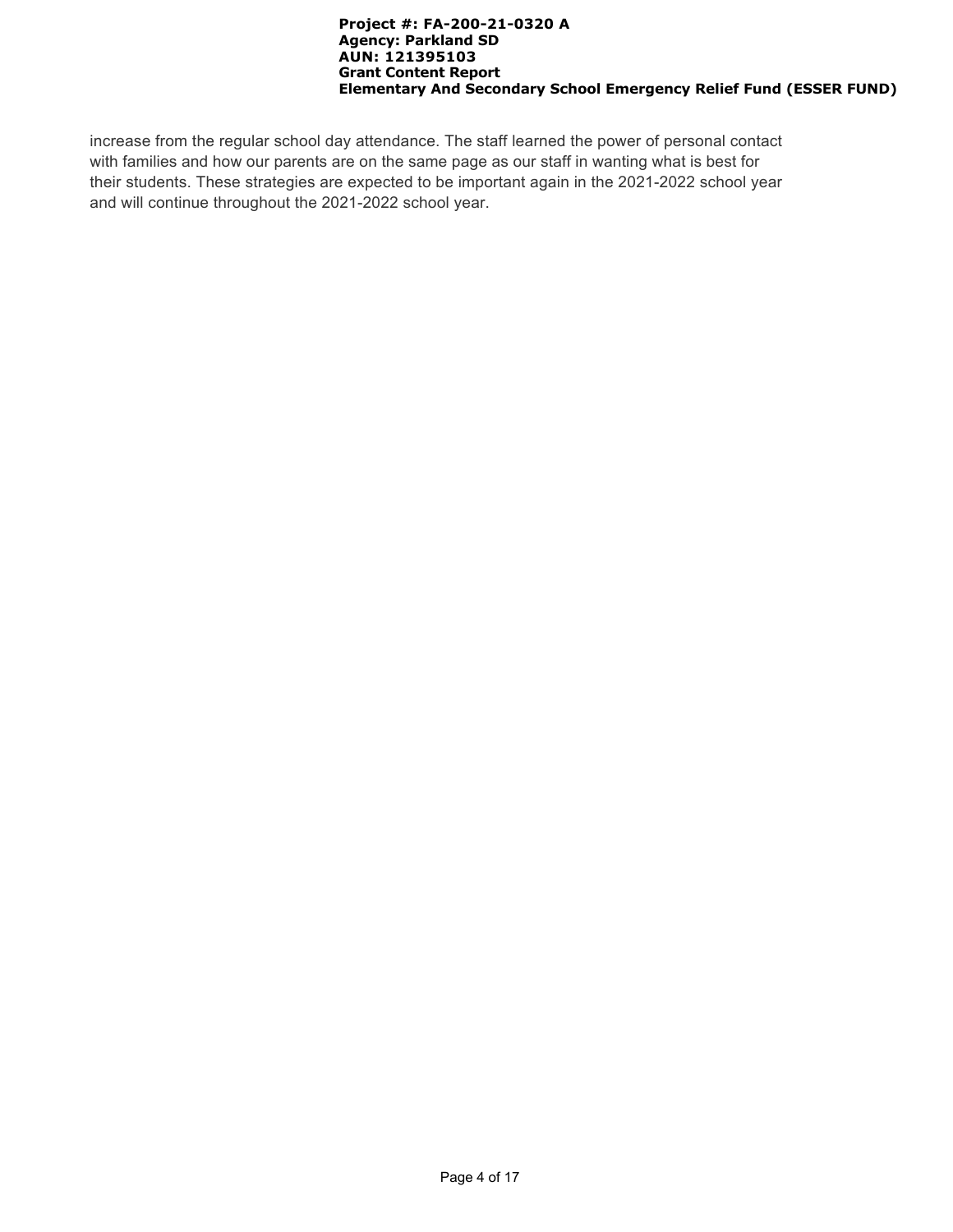increase from the regular school day attendance. The staff learned the power of personal contact with families and how our parents are on the same page as our staff in wanting what is best for their students. These strategies are expected to be important again in the 2021-2022 school year and will continue throughout the 2021-2022 school year.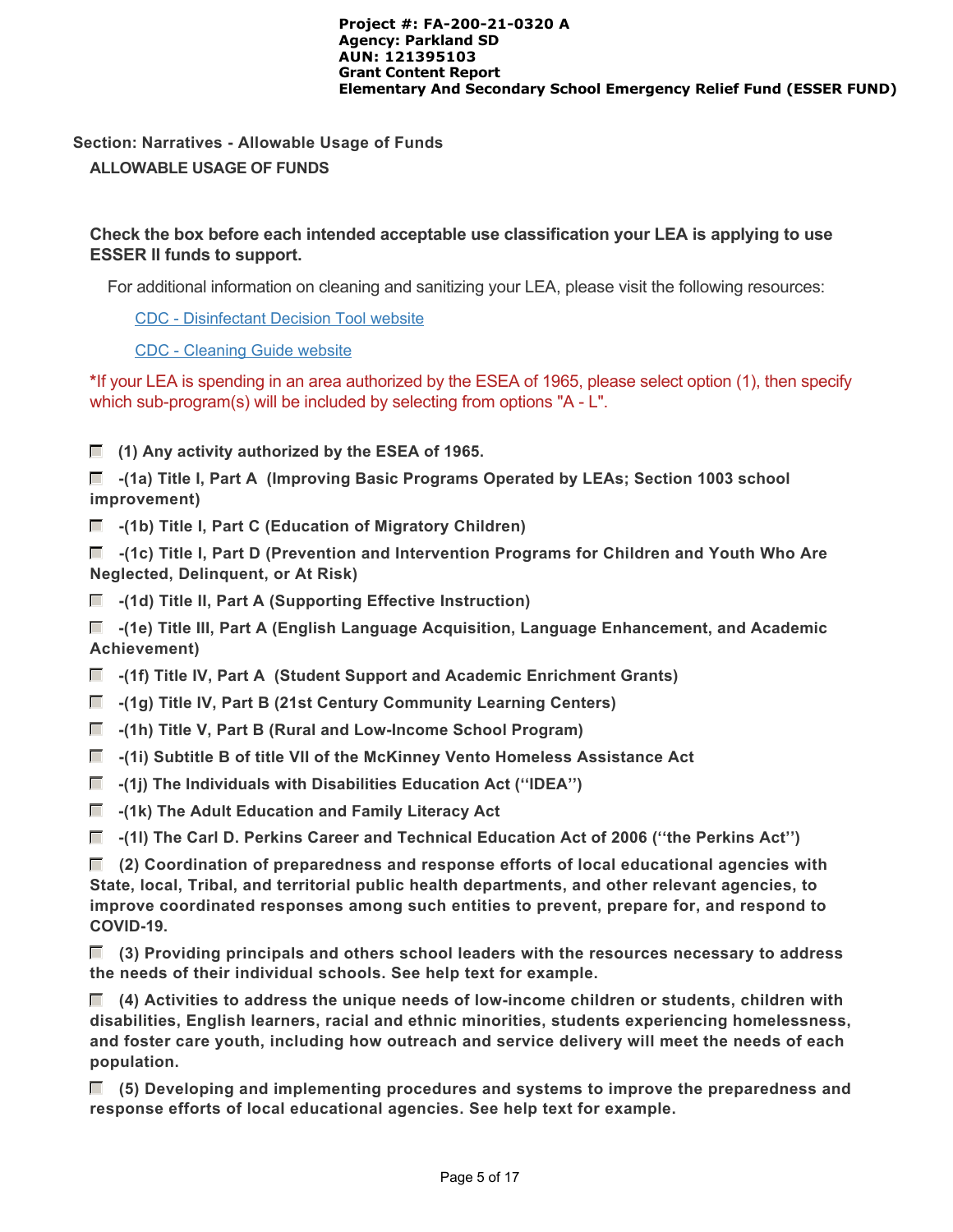## Section: Narratives - Allowable Usage of Funds

### ALLOWABLE USAGE OF FUNDS

**Check the box before each intended acceptable use classification your LEA is applying to use ESSER II funds to support.**

For additional information on cleaning and sanitizing your LEA, please visit the following resources:

CDC - Disinfectant Decision Tool website

CDC - Cleaning Guide website

*If your LEA is spending in an area authorized by the ESEA of 1965, please select option (1), then specify which sub-program(s) will be included by selecting from options "A - L".

- [ ] **(1) Any activity authorized by the ESEA of 1965.**
- [ ] **-(1a) Title I, Part A (Improving Basic Programs Operated by LEAs; Section 1003 school improvement)**
- [ ] **-(1b) Title I, Part C (Education of Migratory Children)**
- [ ] **-(1c) Title I, Part D (Prevention and Intervention Programs for Children and Youth Who Are Neglected, Delinquent, or At Risk)**
- [ ] **-(1d) Title II, Part A (Supporting Effective Instruction)**
- [ ] **-(1e) Title III, Part A (English Language Acquisition, Language Enhancement, and Academic Achievement)**
- [ ] **-(1f) Title IV, Part A (Student Support and Academic Enrichment Grants)**
- [ ] **-(1g) Title IV, Part B (21st Century Community Learning Centers)**
- [ ] **-(1h) Title V, Part B (Rural and Low-Income School Program)**
- [ ] **-(1i) Subtitle B of title VII of the McKinney Vento Homeless Assistance Act**
- [ ] **-(1j) The Individuals with Disabilities Education Act (''IDEA'')**
- [ ] **-(1k) The Adult Education and Family Literacy Act**
- [ ] **-(1l) The Carl D. Perkins Career and Technical Education Act of 2006 (''the Perkins Act'')**
- [ ] **(2) Coordination of preparedness and response efforts of local educational agencies with State, local, Tribal, and territorial public health departments, and other relevant agencies, to improve coordinated responses among such entities to prevent, prepare for, and respond to COVID-19.**
- [ ] **(3) Providing principals and others school leaders with the resources necessary to address the needs of their individual schools. See help text for example.**
- [ ] **(4) Activities to address the unique needs of low-income children or students, children with disabilities, English learners, racial and ethnic minorities, students experiencing homelessness, and foster care youth, including how outreach and service delivery will meet the needs of each population.**
- [ ] **(5) Developing and implementing procedures and systems to improve the preparedness and response efforts of local educational agencies. See help text for example.**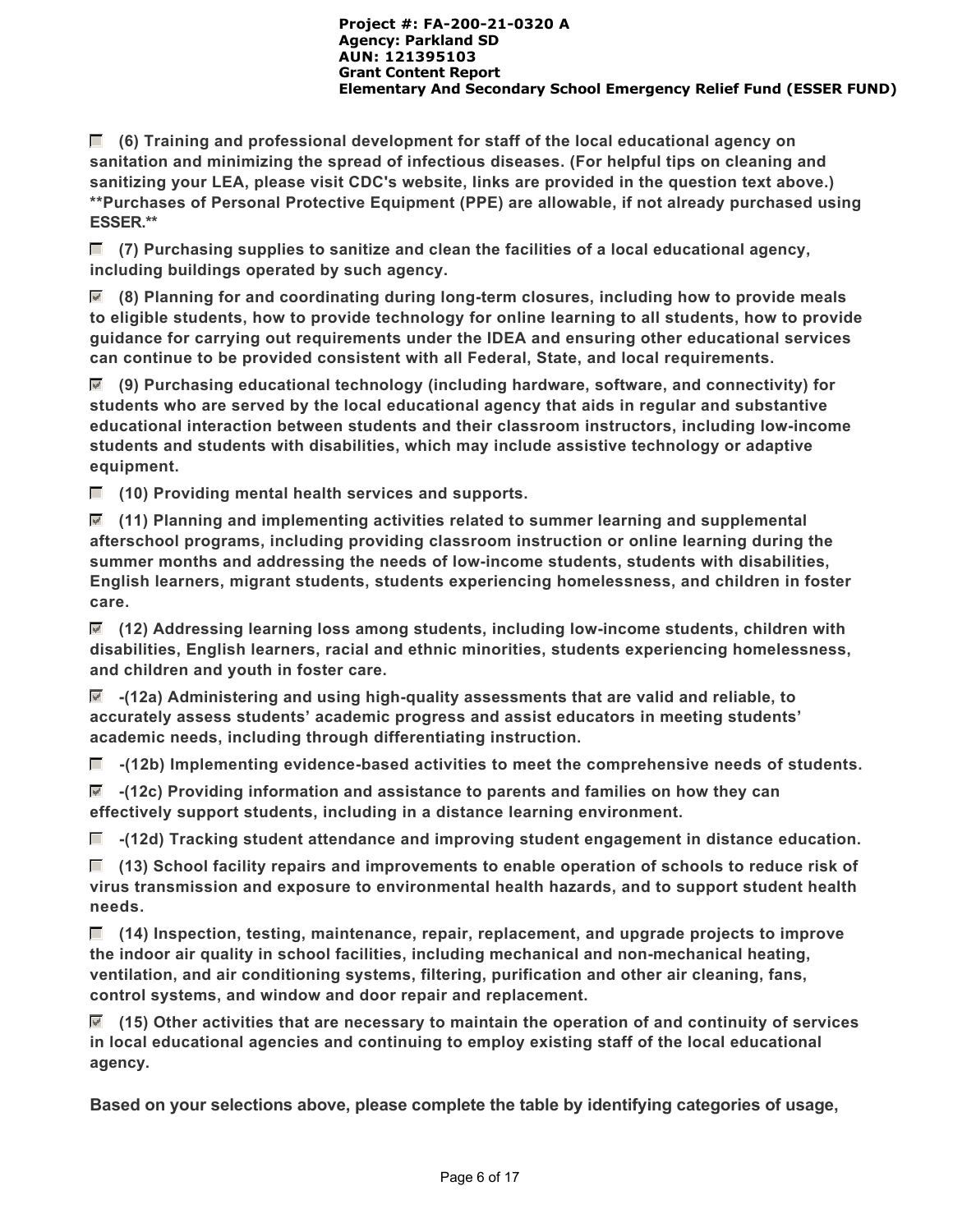- [ ] **(6) Training and professional development for staff of the local educational agency on sanitation and minimizing the spread of infectious diseases. (For helpful tips on cleaning and sanitizing your LEA, please visit CDC's website, links are provided in the question text above.) **Purchases of Personal Protective Equipment (PPE) are allowable, if not already purchased using ESSER.****

- [ ] **(7) Purchasing supplies to sanitize and clean the facilities of a local educational agency, including buildings operated by such agency.**

- [x] **(8) Planning for and coordinating during long-term closures, including how to provide meals to eligible students, how to provide technology for online learning to all students, how to provide guidance for carrying out requirements under the IDEA and ensuring other educational services can continue to be provided consistent with all Federal, State, and local requirements.**

- [x] **(9) Purchasing educational technology (including hardware, software, and connectivity) for students who are served by the local educational agency that aids in regular and substantive educational interaction between students and their classroom instructors, including low-income students and students with disabilities, which may include assistive technology or adaptive equipment.**

- [ ] **(10) Providing mental health services and supports.**

- [x] **(11) Planning and implementing activities related to summer learning and supplemental afterschool programs, including providing classroom instruction or online learning during the summer months and addressing the needs of low-income students, students with disabilities, English learners, migrant students, students experiencing homelessness, and children in foster care.**

- [x] **(12) Addressing learning loss among students, including low-income students, children with disabilities, English learners, racial and ethnic minorities, students experiencing homelessness, and children and youth in foster care.**

- [x] **-(12a) Administering and using high-quality assessments that are valid and reliable, to accurately assess students' academic progress and assist educators in meeting students' academic needs, including through differentiating instruction.**

- [ ] **-(12b) Implementing evidence-based activities to meet the comprehensive needs of students.**

- [x] **-(12c) Providing information and assistance to parents and families on how they can effectively support students, including in a distance learning environment.**

- [ ] **-(12d) Tracking student attendance and improving student engagement in distance education.**

- [ ] **(13) School facility repairs and improvements to enable operation of schools to reduce risk of virus transmission and exposure to environmental health hazards, and to support student health needs.**

- [ ] **(14) Inspection, testing, maintenance, repair, replacement, and upgrade projects to improve the indoor air quality in school facilities, including mechanical and non-mechanical heating, ventilation, and air conditioning systems, filtering, purification and other air cleaning, fans, control systems, and window and door repair and replacement.**

- [x] **(15) Other activities that are necessary to maintain the operation of and continuity of services in local educational agencies and continuing to employ existing staff of the local educational agency.**

**Based on your selections above, please complete the table by identifying categories of usage,**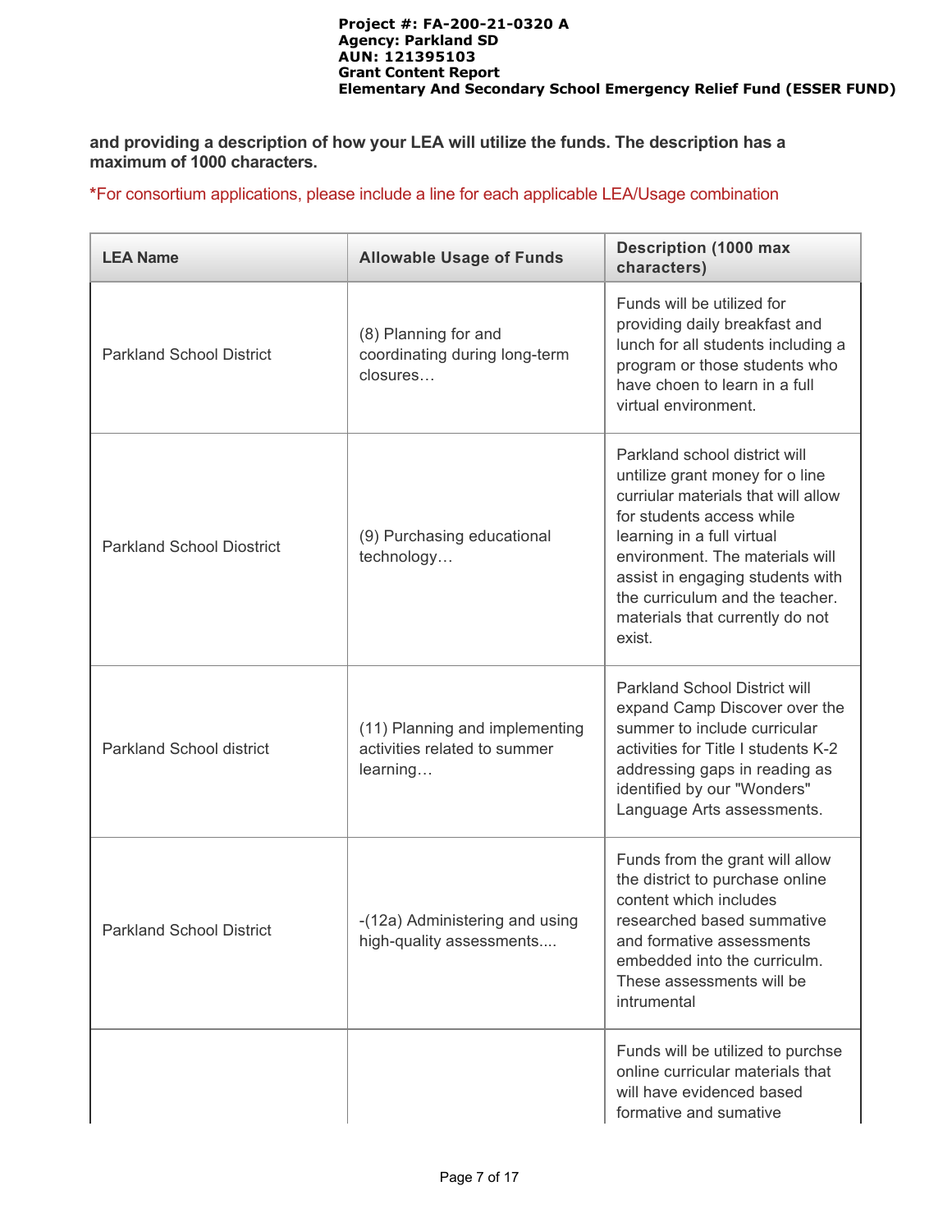**and providing a description of how your LEA will utilize the funds. The description has a maximum of 1000 characters.**

*For consortium applications, please include a line for each applicable LEA/Usage combination

| LEA Name | Allowable Usage of Funds | Description (1000 max characters) |
|---|---|---|
| Parkland School District | (8) Planning for and coordinating during long-term closures… | Funds will be utilized for providing daily breakfast and lunch for all students including a program or those students who have choen to learn in a full virtual environment. |
| Parkland School Diostrict | (9) Purchasing educational technology… | Parkland school district will untilize grant money for o line curriular materials that will allow for students access while learning in a full virtual environment. The materials will assist in engaging students with the curriculum and the teacher. materials that currently do not exist. |
| Parkland School district | (11) Planning and implementing activities related to summer learning… | Parkland School District will expand Camp Discover over the summer to include curricular activities for Title I students K-2 addressing gaps in reading as identified by our "Wonders" Language Arts assessments. |
| Parkland School District | -(12a) Administering and using high-quality assessments.... | Funds from the grant will allow the district to purchase online content which includes researched based summative and formative assessments embedded into the curriculm. These assessments will be intrumental |
| | | Funds will be utilized to purchse online curricular materials that will have evidenced based formative and sumative |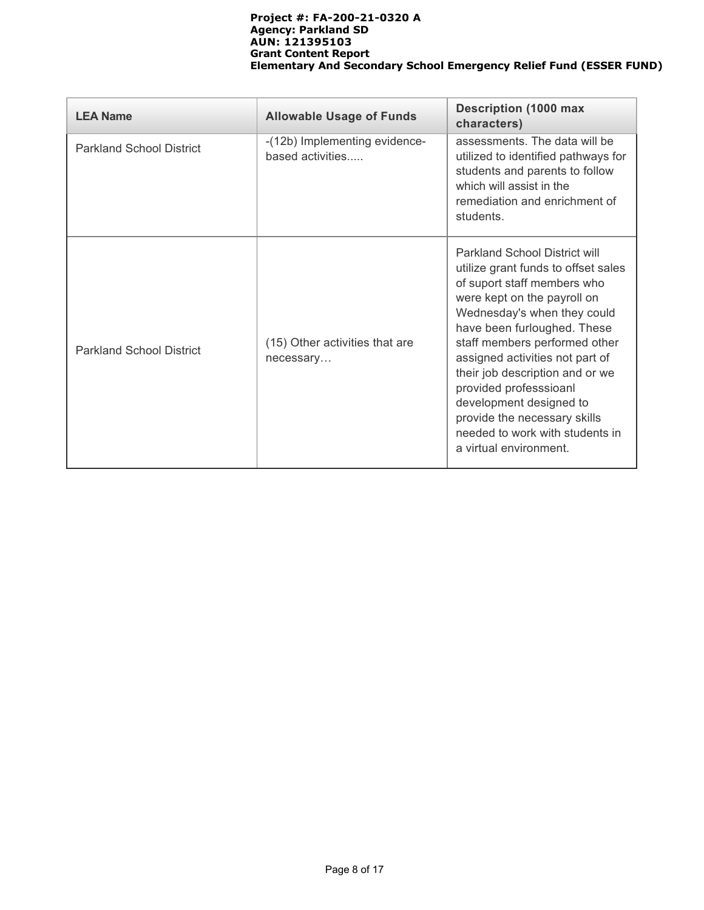| LEA Name | Allowable Usage of Funds | Description (1000 max characters) |
|---|---|---|
| Parkland School District | -(12b) Implementing evidence-based activities..... | assessments. The data will be utilized to identified pathways for students and parents to follow which will assist in the remediation and enrichment of students. |
| Parkland School District | (15) Other activities that are necessary… | Parkland School District will utilize grant funds to offset sales of suport staff members who were kept on the payroll on Wednesday's when they could have been furloughed. These staff members performed other assigned activities not part of their job description and or we provided professsioanl development designed to provide the necessary skills needed to work with students in a virtual environment. |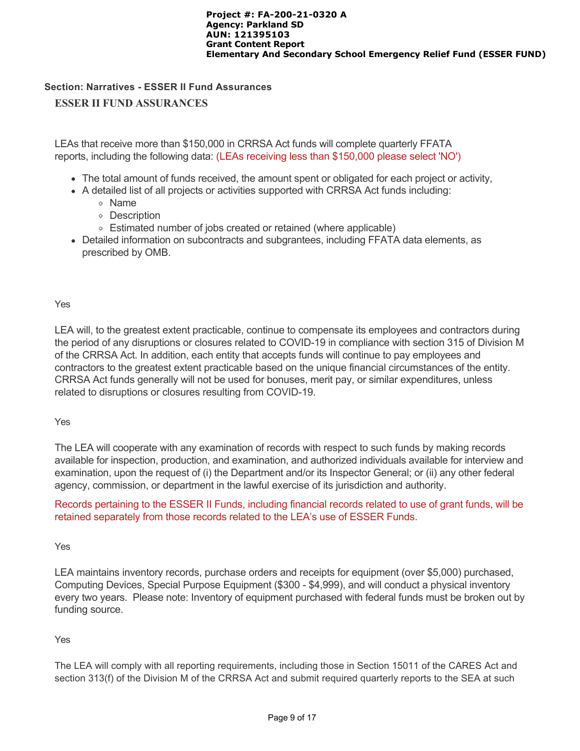## Section: Narratives - ESSER II Fund Assurances

### ESSER II FUND ASSURANCES

LEAs that receive more than $150,000 in CRRSA Act funds will complete quarterly FFATA reports, including the following data: (LEAs receiving less than $150,000 please select 'NO')

- The total amount of funds received, the amount spent or obligated for each project or activity,
- A detailed list of all projects or activities supported with CRRSA Act funds including:
  - Name
  - Description
  - Estimated number of jobs created or retained (where applicable)
- Detailed information on subcontracts and subgrantees, including FFATA data elements, as prescribed by OMB.

Yes

LEA will, to the greatest extent practicable, continue to compensate its employees and contractors during the period of any disruptions or closures related to COVID-19 in compliance with section 315 of Division M of the CRRSA Act. In addition, each entity that accepts funds will continue to pay employees and contractors to the greatest extent practicable based on the unique financial circumstances of the entity. CRRSA Act funds generally will not be used for bonuses, merit pay, or similar expenditures, unless related to disruptions or closures resulting from COVID-19.

Yes

The LEA will cooperate with any examination of records with respect to such funds by making records available for inspection, production, and examination, and authorized individuals available for interview and examination, upon the request of (i) the Department and/or its Inspector General; or (ii) any other federal agency, commission, or department in the lawful exercise of its jurisdiction and authority.

Records pertaining to the ESSER II Funds, including financial records related to use of grant funds, will be retained separately from those records related to the LEA's use of ESSER Funds.

Yes

LEA maintains inventory records, purchase orders and receipts for equipment (over $5,000) purchased, Computing Devices, Special Purpose Equipment ($300 - $4,999), and will conduct a physical inventory every two years.  Please note: Inventory of equipment purchased with federal funds must be broken out by funding source.

Yes

The LEA will comply with all reporting requirements, including those in Section 15011 of the CARES Act and section 313(f) of the Division M of the CRRSA Act and submit required quarterly reports to the SEA at such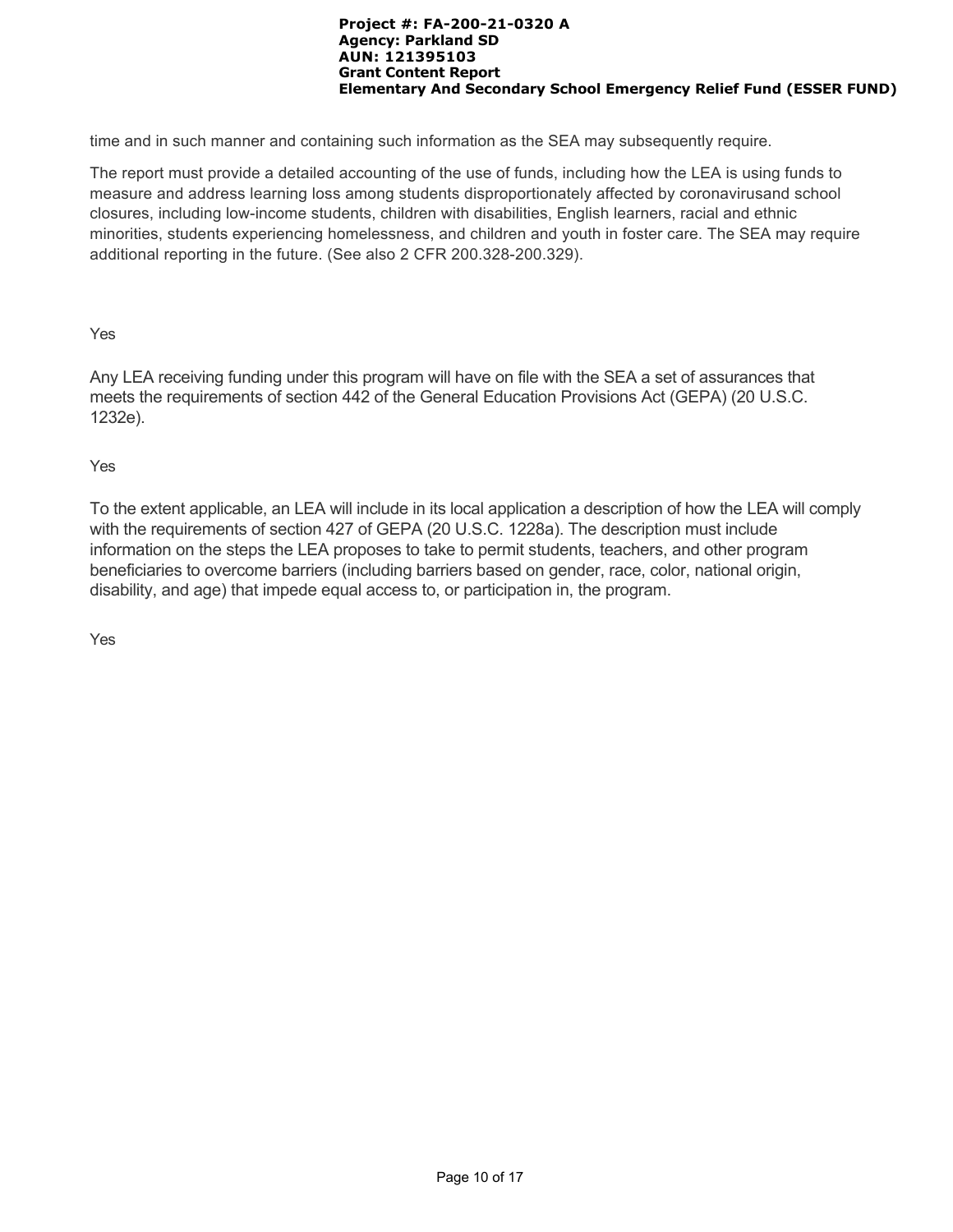time and in such manner and containing such information as the SEA may subsequently require.

The report must provide a detailed accounting of the use of funds, including how the LEA is using funds to measure and address learning loss among students disproportionately affected by coronavirusand school closures, including low-income students, children with disabilities, English learners, racial and ethnic minorities, students experiencing homelessness, and children and youth in foster care. The SEA may require additional reporting in the future. (See also 2 CFR 200.328-200.329).

Yes

Any LEA receiving funding under this program will have on file with the SEA a set of assurances that meets the requirements of section 442 of the General Education Provisions Act (GEPA) (20 U.S.C. 1232e).

Yes

To the extent applicable, an LEA will include in its local application a description of how the LEA will comply with the requirements of section 427 of GEPA (20 U.S.C. 1228a). The description must include information on the steps the LEA proposes to take to permit students, teachers, and other program beneficiaries to overcome barriers (including barriers based on gender, race, color, national origin, disability, and age) that impede equal access to, or participation in, the program.

Yes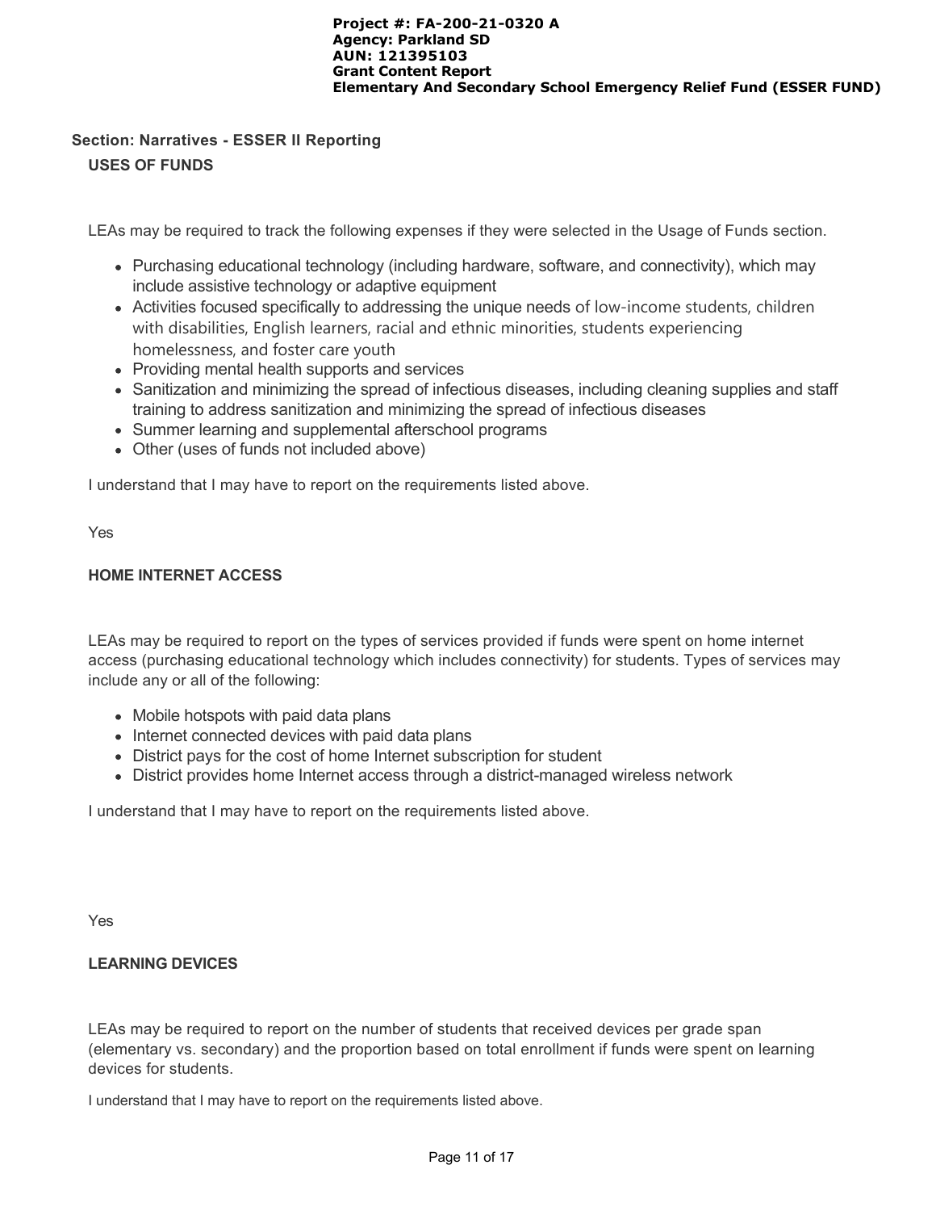## Section: Narratives - ESSER II Reporting

### USES OF FUNDS

LEAs may be required to track the following expenses if they were selected in the Usage of Funds section.

- Purchasing educational technology (including hardware, software, and connectivity), which may include assistive technology or adaptive equipment
- Activities focused specifically to addressing the unique needs of low-income students, children with disabilities, English learners, racial and ethnic minorities, students experiencing homelessness, and foster care youth
- Providing mental health supports and services
- Sanitization and minimizing the spread of infectious diseases, including cleaning supplies and staff training to address sanitization and minimizing the spread of infectious diseases
- Summer learning and supplemental afterschool programs
- Other (uses of funds not included above)

I understand that I may have to report on the requirements listed above.

Yes

### HOME INTERNET ACCESS

LEAs may be required to report on the types of services provided if funds were spent on home internet access (purchasing educational technology which includes connectivity) for students. Types of services may include any or all of the following:

- Mobile hotspots with paid data plans
- Internet connected devices with paid data plans
- District pays for the cost of home Internet subscription for student
- District provides home Internet access through a district-managed wireless network

I understand that I may have to report on the requirements listed above.

Yes

### LEARNING DEVICES

LEAs may be required to report on the number of students that received devices per grade span (elementary vs. secondary) and the proportion based on total enrollment if funds were spent on learning devices for students.

I understand that I may have to report on the requirements listed above.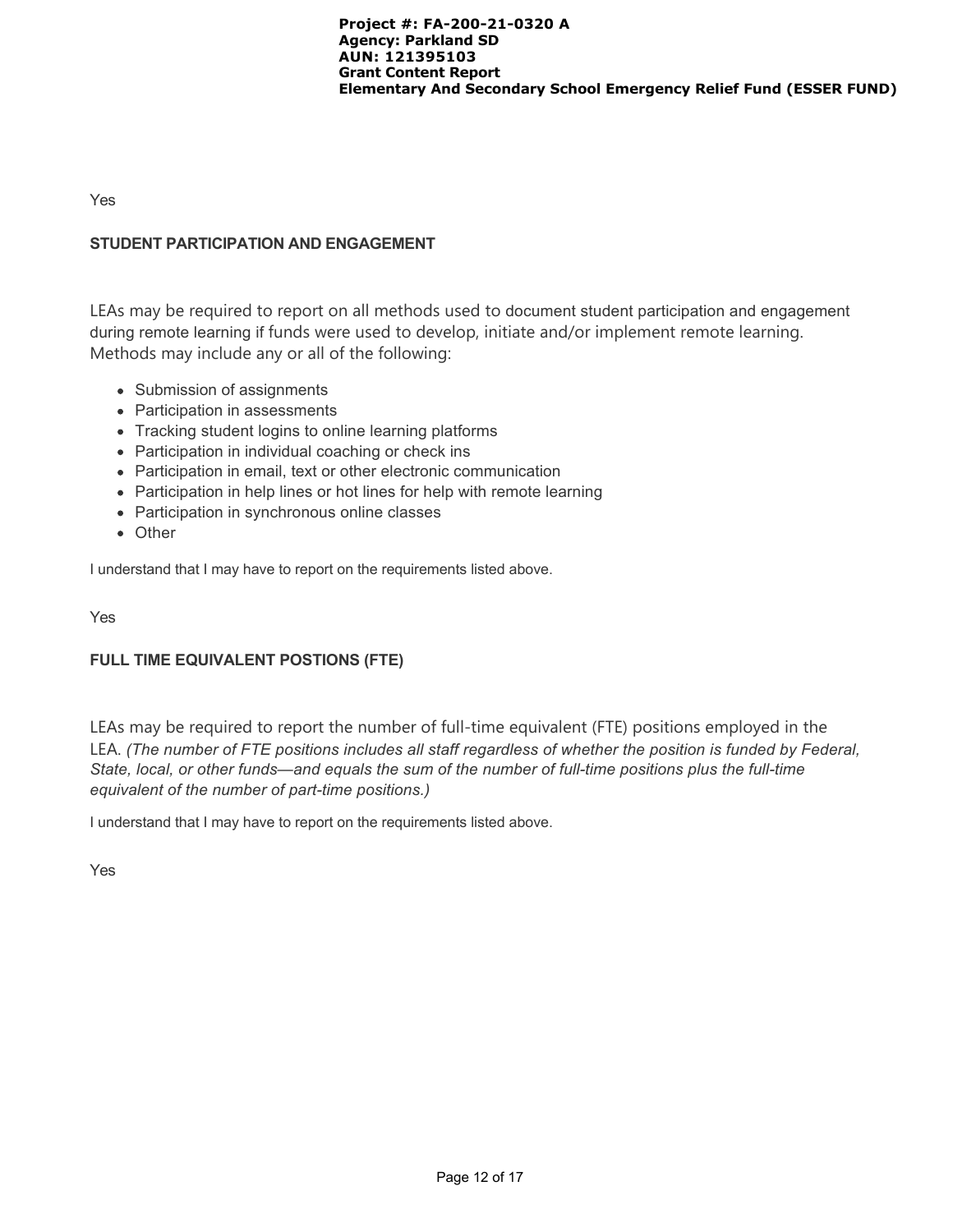Yes

### STUDENT PARTICIPATION AND ENGAGEMENT

LEAs may be required to report on all methods used to document student participation and engagement during remote learning if funds were used to develop, initiate and/or implement remote learning. Methods may include any or all of the following:

- Submission of assignments
- Participation in assessments
- Tracking student logins to online learning platforms
- Participation in individual coaching or check ins
- Participation in email, text or other electronic communication
- Participation in help lines or hot lines for help with remote learning
- Participation in synchronous online classes
- Other

I understand that I may have to report on the requirements listed above.

Yes

### FULL TIME EQUIVALENT POSTIONS (FTE)

LEAs may be required to report the number of full-time equivalent (FTE) positions employed in the LEA. *(The number of FTE positions includes all staff regardless of whether the position is funded by Federal, State, local, or other funds—and equals the sum of the number of full-time positions plus the full-time equivalent of the number of part-time positions.)*

I understand that I may have to report on the requirements listed above.

Yes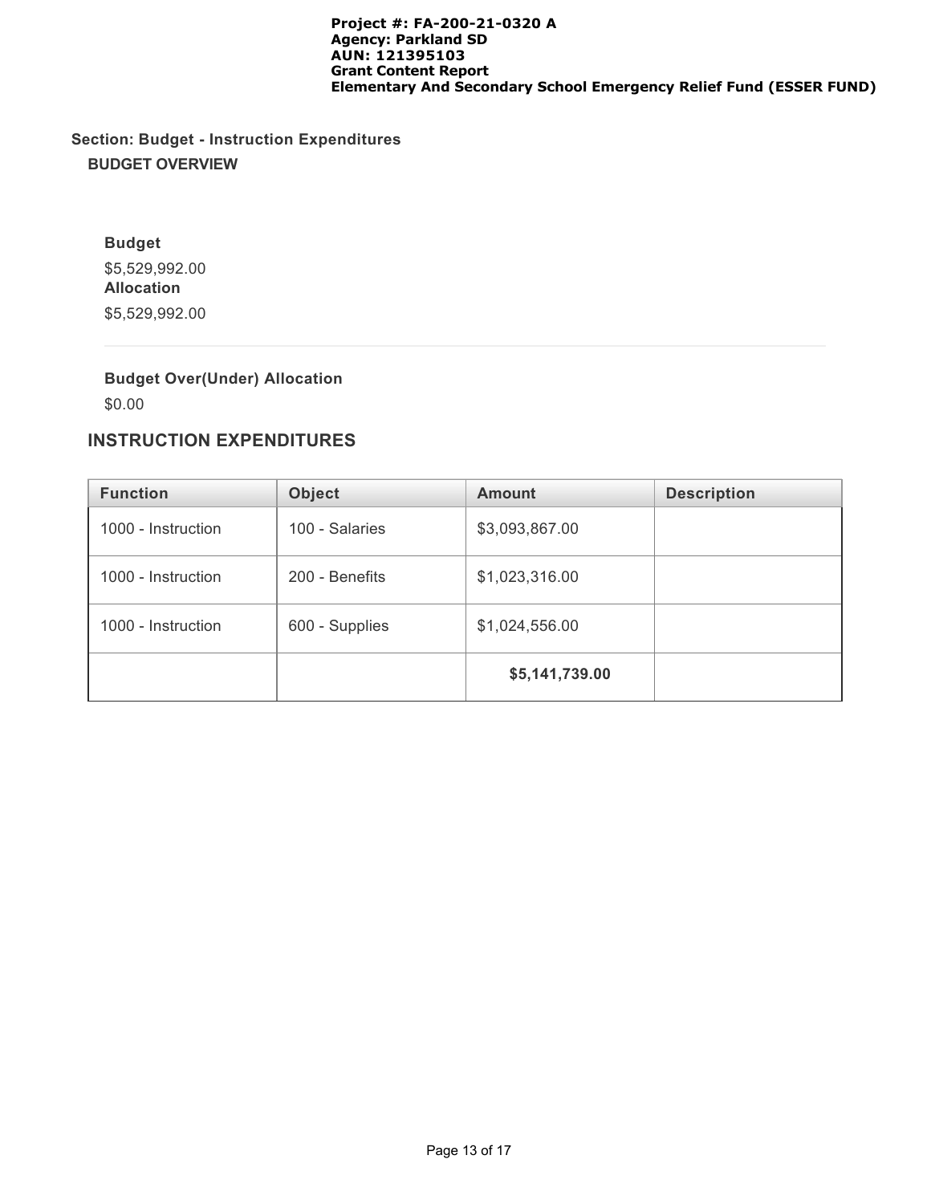## Section: Budget - Instruction Expenditures

### BUDGET OVERVIEW

**Budget**

$5,529,992.00

**Allocation**

$5,529,992.00

**Budget Over(Under) Allocation**

$0.00

### INSTRUCTION EXPENDITURES

| Function | Object | Amount | Description |
|---|---|---|---|
| 1000 - Instruction | 100 - Salaries | $3,093,867.00 | |
| 1000 - Instruction | 200 - Benefits | $1,023,316.00 | |
| 1000 - Instruction | 600 - Supplies | $1,024,556.00 | |
| | | **$5,141,739.00** | |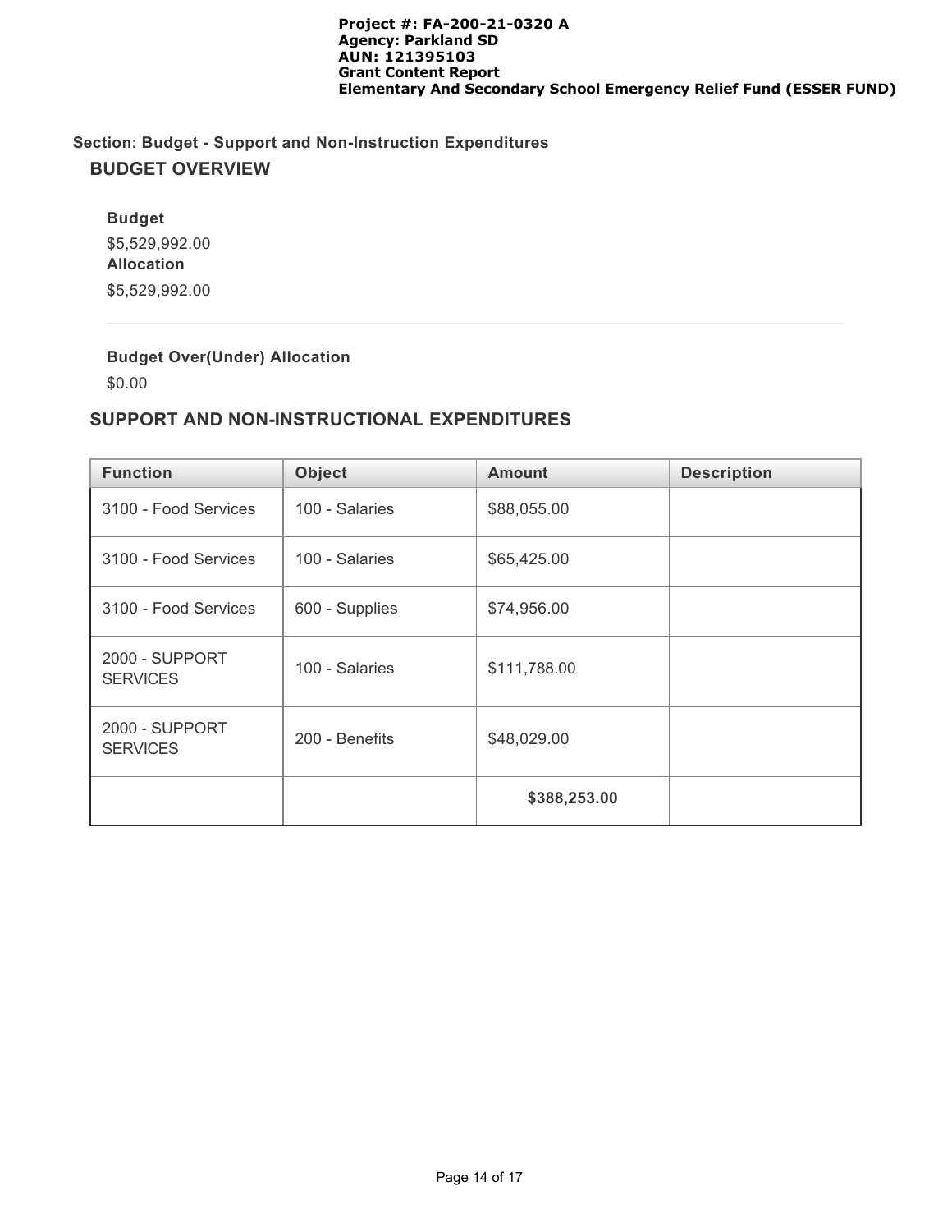Section: Budget - Support and Non-Instruction Expenditures

## BUDGET OVERVIEW

**Budget**

$5,529,992.00

**Allocation**

$5,529,992.00

**Budget Over(Under) Allocation**

$0.00

## SUPPORT AND NON-INSTRUCTIONAL EXPENDITURES

| Function | Object | Amount | Description |
| --- | --- | --- | --- |
| 3100 - Food Services | 100 - Salaries | $88,055.00 | |
| 3100 - Food Services | 100 - Salaries | $65,425.00 | |
| 3100 - Food Services | 600 - Supplies | $74,956.00 | |
| 2000 - SUPPORT SERVICES | 100 - Salaries | $111,788.00 | |
| 2000 - SUPPORT SERVICES | 200 - Benefits | $48,029.00 | |
| | | **$388,253.00** | |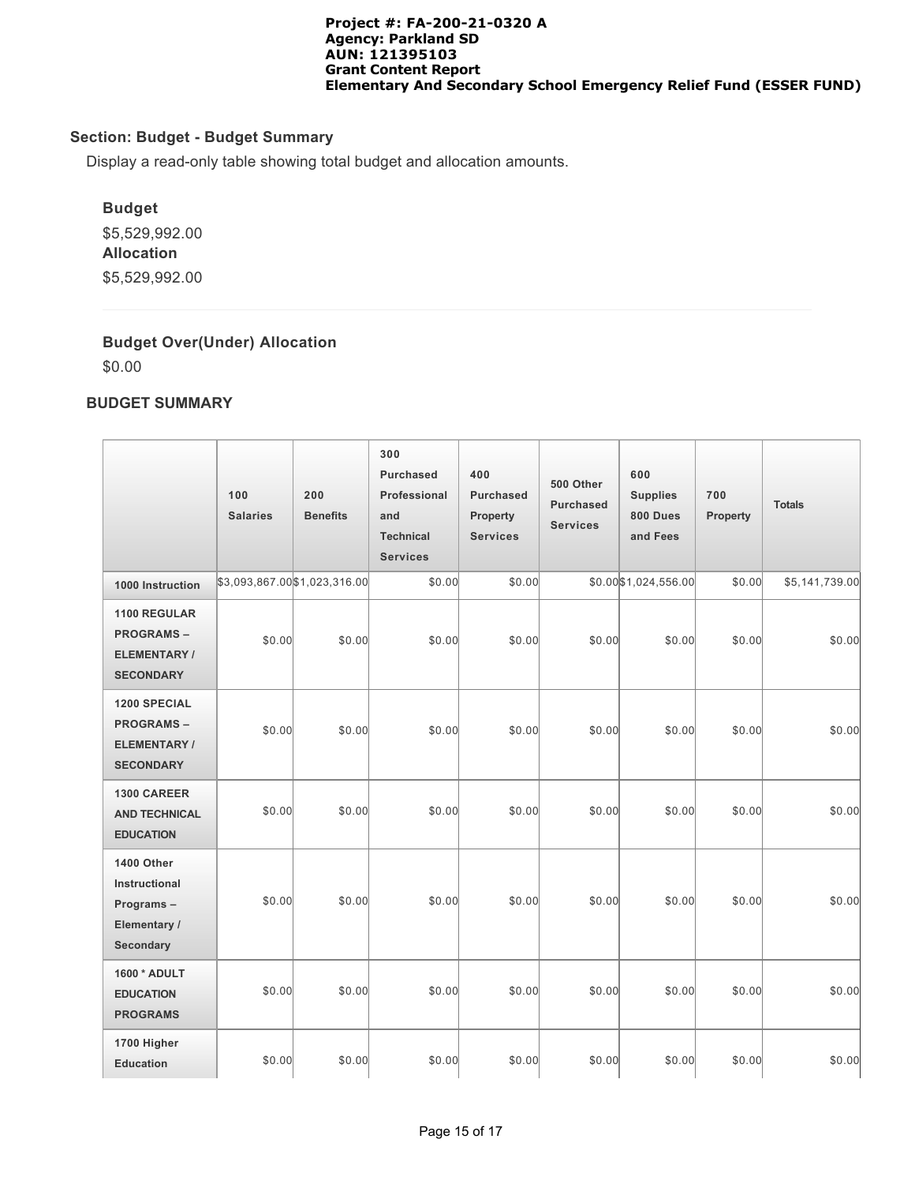## Section: Budget - Budget Summary

Display a read-only table showing total budget and allocation amounts.

**Budget**

$5,529,992.00

**Allocation**

$5,529,992.00

**Budget Over(Under) Allocation**

$0.00

### BUDGET SUMMARY

| | 100 Salaries | 200 Benefits | 300 Purchased Professional and Technical Services | 400 Purchased Property Services | 500 Other Purchased Services | 600 Supplies 800 Dues and Fees | 700 Property | Totals |
|---|---|---|---|---|---|---|---|---|
| **1000 Instruction** | $3,093,867.00 | $1,023,316.00 | $0.00 | $0.00 | $0.00 | $1,024,556.00 | $0.00 | $5,141,739.00 |
| **1100 REGULAR PROGRAMS – ELEMENTARY / SECONDARY** | $0.00 | $0.00 | $0.00 | $0.00 | $0.00 | $0.00 | $0.00 | $0.00 |
| **1200 SPECIAL PROGRAMS – ELEMENTARY / SECONDARY** | $0.00 | $0.00 | $0.00 | $0.00 | $0.00 | $0.00 | $0.00 | $0.00 |
| **1300 CAREER AND TECHNICAL EDUCATION** | $0.00 | $0.00 | $0.00 | $0.00 | $0.00 | $0.00 | $0.00 | $0.00 |
| **1400 Other Instructional Programs – Elementary / Secondary** | $0.00 | $0.00 | $0.00 | $0.00 | $0.00 | $0.00 | $0.00 | $0.00 |
| **1600 * ADULT EDUCATION PROGRAMS** | $0.00 | $0.00 | $0.00 | $0.00 | $0.00 | $0.00 | $0.00 | $0.00 |
| **1700 Higher Education** | $0.00 | $0.00 | $0.00 | $0.00 | $0.00 | $0.00 | $0.00 | $0.00 |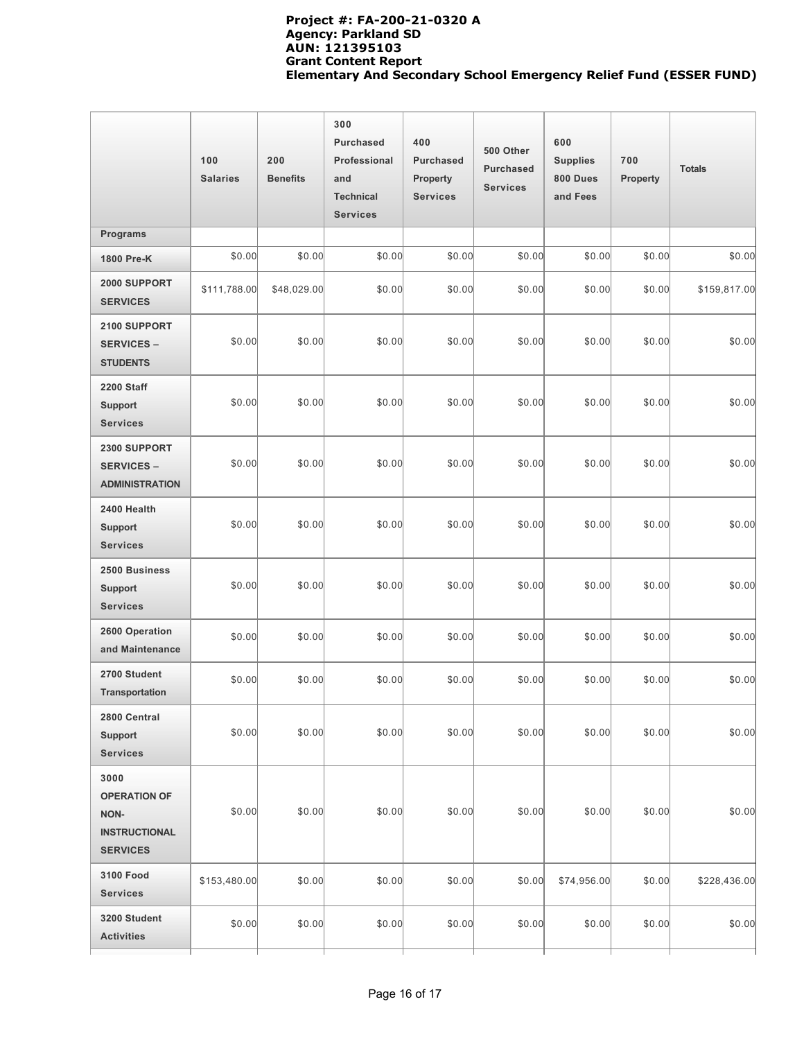**Project #: FA-200-21-0320 A**
**Agency: Parkland SD**
**AUN: 121395103**
**Grant Content Report**
**Elementary And Secondary School Emergency Relief Fund (ESSER FUND)**

| | 100 Salaries | 200 Benefits | 300 Purchased Professional and Technical Services | 400 Purchased Property Services | 500 Other Purchased Services | 600 Supplies 800 Dues and Fees | 700 Property | Totals |
|---|---|---|---|---|---|---|---|---|
| **Programs** | | | | | | | | |
| **1800 Pre-K** | $0.00 | $0.00 | $0.00 | $0.00 | $0.00 | $0.00 | $0.00 | $0.00 |
| **2000 SUPPORT SERVICES** | $111,788.00 | $48,029.00 | $0.00 | $0.00 | $0.00 | $0.00 | $0.00 | $159,817.00 |
| **2100 SUPPORT SERVICES – STUDENTS** | $0.00 | $0.00 | $0.00 | $0.00 | $0.00 | $0.00 | $0.00 | $0.00 |
| **2200 Staff Support Services** | $0.00 | $0.00 | $0.00 | $0.00 | $0.00 | $0.00 | $0.00 | $0.00 |
| **2300 SUPPORT SERVICES – ADMINISTRATION** | $0.00 | $0.00 | $0.00 | $0.00 | $0.00 | $0.00 | $0.00 | $0.00 |
| **2400 Health Support Services** | $0.00 | $0.00 | $0.00 | $0.00 | $0.00 | $0.00 | $0.00 | $0.00 |
| **2500 Business Support Services** | $0.00 | $0.00 | $0.00 | $0.00 | $0.00 | $0.00 | $0.00 | $0.00 |
| **2600 Operation and Maintenance** | $0.00 | $0.00 | $0.00 | $0.00 | $0.00 | $0.00 | $0.00 | $0.00 |
| **2700 Student Transportation** | $0.00 | $0.00 | $0.00 | $0.00 | $0.00 | $0.00 | $0.00 | $0.00 |
| **2800 Central Support Services** | $0.00 | $0.00 | $0.00 | $0.00 | $0.00 | $0.00 | $0.00 | $0.00 |
| **3000 OPERATION OF NON-INSTRUCTIONAL SERVICES** | $0.00 | $0.00 | $0.00 | $0.00 | $0.00 | $0.00 | $0.00 | $0.00 |
| **3100 Food Services** | $153,480.00 | $0.00 | $0.00 | $0.00 | $0.00 | $74,956.00 | $0.00 | $228,436.00 |
| **3200 Student Activities** | $0.00 | $0.00 | $0.00 | $0.00 | $0.00 | $0.00 | $0.00 | $0.00 |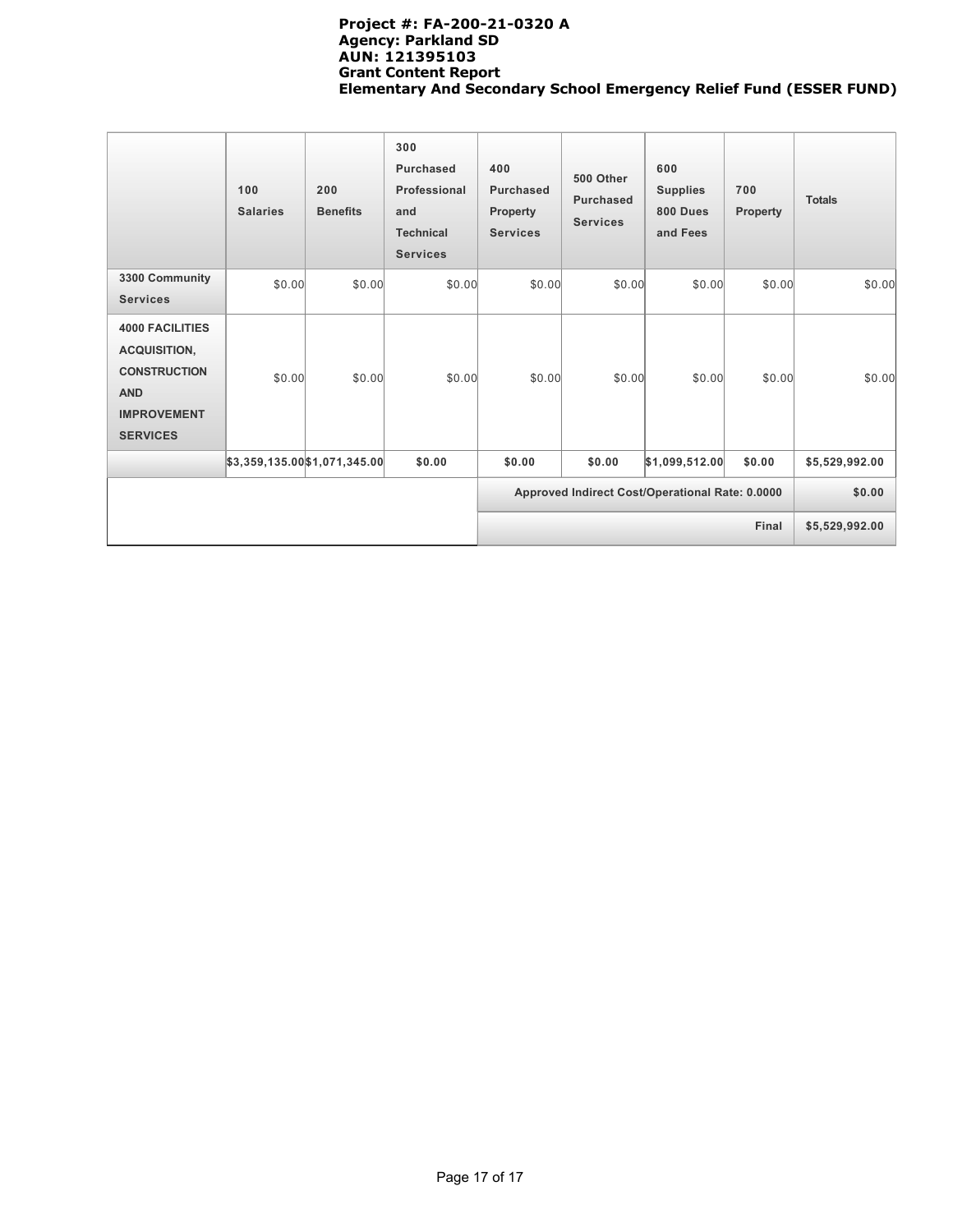**Project #: FA-200-21-0320 A**
**Agency: Parkland SD**
**AUN: 121395103**
**Grant Content Report**
**Elementary And Secondary School Emergency Relief Fund (ESSER FUND)**

| | 100 Salaries | 200 Benefits | 300 Purchased Professional and Technical Services | 400 Purchased Property Services | 500 Other Purchased Services | 600 Supplies 800 Dues and Fees | 700 Property | Totals |
|---|---|---|---|---|---|---|---|---|
| 3300 Community Services | $0.00 | $0.00 | $0.00 | $0.00 | $0.00 | $0.00 | $0.00 | $0.00 |
| 4000 FACILITIES ACQUISITION, CONSTRUCTION AND IMPROVEMENT SERVICES | $0.00 | $0.00 | $0.00 | $0.00 | $0.00 | $0.00 | $0.00 | $0.00 |
| | $3,359,135.00 | $1,071,345.00 | $0.00 | $0.00 | $0.00 | $1,099,512.00 | $0.00 | $5,529,992.00 |
| | | | | Approved Indirect Cost/Operational Rate: 0.0000 | | | | $0.00 |
| | | | | | | | Final | $5,529,992.00 |